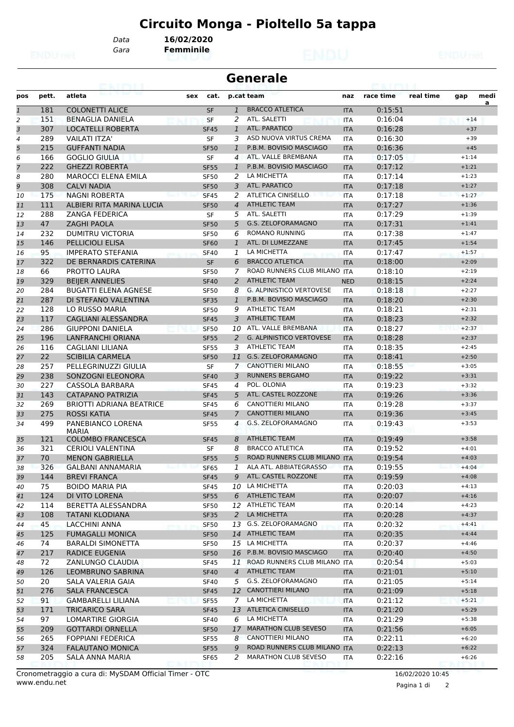# Circuito Monga - Pioltello 5a tappa

Data **16/02/2020**
Gara **Femminile**

## Generale

| pos | pett. | atleta | sex | cat. | p.cat | team | naz | race time | real time | gap | medi a |
|---|---|---|---|---|---|---|---|---|---|---|---|
| 1 | 181 | COLONETTI ALICE | | SF | 1 | BRACCO ATLETICA | ITA | 0:15:51 | | | |
| 2 | 151 | BENAGLIA DANIELA | | SF | 2 | ATL. SALETTI | ITA | 0:16:04 | | +14 | |
| 3 | 307 | LOCATELLI ROBERTA | | SF45 | 1 | ATL. PARATICO | ITA | 0:16:28 | | +37 | |
| 4 | 289 | VAILATI ITZA' | | SF | 3 | ASD NUOVA VIRTUS CREMA | ITA | 0:16:30 | | +39 | |
| 5 | 215 | GUFFANTI NADIA | | SF50 | 1 | P.B.M. BOVISIO MASCIAGO | ITA | 0:16:36 | | +45 | |
| 6 | 166 | GOGLIO GIULIA | | SF | 4 | ATL. VALLE BREMBANA | ITA | 0:17:05 | | +1:14 | |
| 7 | 222 | GHEZZI ROBERTA | | SF55 | 1 | P.B.M. BOVISIO MASCIAGO | ITA | 0:17:12 | | +1:21 | |
| 8 | 280 | MAROCCI ELENA EMILA | | SF50 | 2 | LA MICHETTA | ITA | 0:17:14 | | +1:23 | |
| 9 | 308 | CALVI NADIA | | SF50 | 3 | ATL. PARATICO | ITA | 0:17:18 | | +1:27 | |
| 10 | 175 | NAGNI ROBERTA | | SF45 | 2 | ATLETICA CINISELLO | ITA | 0:17:18 | | +1:27 | |
| 11 | 111 | ALBIERI RITA MARINA LUCIA | | SF50 | 4 | ATHLETIC TEAM | ITA | 0:17:27 | | +1:36 | |
| 12 | 288 | ZANGA FEDERICA | | SF | 5 | ATL. SALETTI | ITA | 0:17:29 | | +1:39 | |
| 13 | 47 | ZAGHI PAOLA | | SF50 | 5 | G.S. ZELOFORAMAGNO | ITA | 0:17:31 | | +1:41 | |
| 14 | 232 | DUMITRU VICTORIA | | SF50 | 6 | ROMANO RUNNING | ITA | 0:17:38 | | +1:47 | |
| 15 | 146 | PELLICIOLI ELISA | | SF60 | 1 | ATL. DI LUMEZZANE | ITA | 0:17:45 | | +1:54 | |
| 16 | 95 | IMPERATO STEFANIA | | SF40 | 1 | LA MICHETTA | ITA | 0:17:47 | | +1:57 | |
| 17 | 322 | DE BERNARDIS CATERINA | | SF | 6 | BRACCO ATLETICA | ITA | 0:18:00 | | +2:09 | |
| 18 | 66 | PROTTO LAURA | | SF50 | 7 | ROAD RUNNERS CLUB MILANO | ITA | 0:18:10 | | +2:19 | |
| 19 | 329 | BEIJER ANNELIES | | SF40 | 2 | ATHLETIC TEAM | NED | 0:18:15 | | +2:24 | |
| 20 | 284 | BUGATTI ELENA AGNESE | | SF50 | 8 | G. ALPINISTICO VERTOVESE | ITA | 0:18:18 | | +2:27 | |
| 21 | 287 | DI STEFANO VALENTINA | | SF35 | 1 | P.B.M. BOVISIO MASCIAGO | ITA | 0:18:20 | | +2:30 | |
| 22 | 128 | LO RUSSO MARIA | | SF50 | 9 | ATHLETIC TEAM | ITA | 0:18:21 | | +2:31 | |
| 23 | 117 | CAGLIANI ALESSANDRA | | SF45 | 3 | ATHLETIC TEAM | ITA | 0:18:23 | | +2:32 | |
| 24 | 286 | GIUPPONI DANIELA | | SF50 | 10 | ATL. VALLE BREMBANA | ITA | 0:18:27 | | +2:37 | |
| 25 | 196 | LANFRANCHI ORIANA | | SF55 | 2 | G. ALPINISTICO VERTOVESE | ITA | 0:18:28 | | +2:37 | |
| 26 | 116 | CAGLIANI LILIANA | | SF55 | 3 | ATHLETIC TEAM | ITA | 0:18:35 | | +2:45 | |
| 27 | 22 | SCIBILIA CARMELA | | SF50 | 11 | G.S. ZELOFORAMAGNO | ITA | 0:18:41 | | +2:50 | |
| 28 | 257 | PELLEGRINUZZI GIULIA | | SF | 7 | CANOTTIERI MILANO | ITA | 0:18:55 | | +3:05 | |
| 29 | 238 | SONZOGNI ELEONORA | | SF40 | 3 | RUNNERS BERGAMO | ITA | 0:19:22 | | +3:31 | |
| 30 | 227 | CASSOLA BARBARA | | SF45 | 4 | POL. OLONIA | ITA | 0:19:23 | | +3:32 | |
| 31 | 143 | CATAPANO PATRIZIA | | SF45 | 5 | ATL. CASTEL ROZZONE | ITA | 0:19:26 | | +3:36 | |
| 32 | 269 | BRIOTTI ADRIANA BEATRICE | | SF45 | 6 | CANOTTIERI MILANO | ITA | 0:19:28 | | +3:37 | |
| 33 | 275 | ROSSI KATIA | | SF45 | 7 | CANOTTIERI MILANO | ITA | 0:19:36 | | +3:45 | |
| 34 | 499 | PANEBIANCO LORENA MARIA | | SF55 | 4 | G.S. ZELOFORAMAGNO | ITA | 0:19:43 | | +3:53 | |
| 35 | 121 | COLOMBO FRANCESCA | | SF45 | 8 | ATHLETIC TEAM | ITA | 0:19:49 | | +3:58 | |
| 36 | 321 | CERIOLI VALENTINA | | SF | 8 | BRACCO ATLETICA | ITA | 0:19:52 | | +4:01 | |
| 37 | 70 | MENON GABRIELLA | | SF55 | 5 | ROAD RUNNERS CLUB MILANO | ITA | 0:19:54 | | +4:03 | |
| 38 | 326 | GALBANI ANNAMARIA | | SF65 | 1 | ALA ATL. ABBIATEGRASSO | ITA | 0:19:55 | | +4:04 | |
| 39 | 144 | BREVI FRANCA | | SF45 | 9 | ATL. CASTEL ROZZONE | ITA | 0:19:59 | | +4:08 | |
| 40 | 75 | BOIDO MARIA PIA | | SF45 | 10 | LA MICHETTA | ITA | 0:20:03 | | +4:13 | |
| 41 | 124 | DI VITO LORENA | | SF55 | 6 | ATHLETIC TEAM | ITA | 0:20:07 | | +4:16 | |
| 42 | 114 | BERETTA ALESSANDRA | | SF50 | 12 | ATHLETIC TEAM | ITA | 0:20:14 | | +4:23 | |
| 43 | 108 | TATANI KLODIANA | | SF35 | 2 | LA MICHETTA | ITA | 0:20:28 | | +4:37 | |
| 44 | 45 | LACCHINI ANNA | | SF50 | 13 | G.S. ZELOFORAMAGNO | ITA | 0:20:32 | | +4:41 | |
| 45 | 125 | FUMAGALLI MONICA | | SF50 | 14 | ATHLETIC TEAM | ITA | 0:20:35 | | +4:44 | |
| 46 | 74 | BARALDI SIMONETTA | | SF50 | 15 | LA MICHETTA | ITA | 0:20:37 | | +4:46 | |
| 47 | 217 | RADICE EUGENIA | | SF50 | 16 | P.B.M. BOVISIO MASCIAGO | ITA | 0:20:40 | | +4:50 | |
| 48 | 72 | ZANLUNGO CLAUDIA | | SF45 | 11 | ROAD RUNNERS CLUB MILANO | ITA | 0:20:54 | | +5:03 | |
| 49 | 126 | LEOMBRUNO SABRINA | | SF40 | 4 | ATHLETIC TEAM | ITA | 0:21:01 | | +5:10 | |
| 50 | 20 | SALA VALERIA GAIA | | SF40 | 5 | G.S. ZELOFORAMAGNO | ITA | 0:21:05 | | +5:14 | |
| 51 | 276 | SALA FRANCESCA | | SF45 | 12 | CANOTTIERI MILANO | ITA | 0:21:09 | | +5:18 | |
| 52 | 91 | GAMBARELLI LILIANA | | SF55 | 7 | LA MICHETTA | ITA | 0:21:12 | | +5:21 | |
| 53 | 171 | TRICARICO SARA | | SF45 | 13 | ATLETICA CINISELLO | ITA | 0:21:20 | | +5:29 | |
| 54 | 97 | LOMARTIRE GIORGIA | | SF40 | 6 | LA MICHETTA | ITA | 0:21:29 | | +5:38 | |
| 55 | 209 | GOTTARDI ORNELLA | | SF50 | 17 | MARATHON CLUB SEVESO | ITA | 0:21:56 | | +6:05 | |
| 56 | 265 | FOPPIANI FEDERICA | | SF55 | 8 | CANOTTIERI MILANO | ITA | 0:22:11 | | +6:20 | |
| 57 | 324 | FALAUTANO MONICA | | SF55 | 9 | ROAD RUNNERS CLUB MILANO | ITA | 0:22:13 | | +6:22 | |
| 58 | 205 | SALA ANNA MARIA | | SF65 | 2 | MARATHON CLUB SEVESO | ITA | 0:22:16 | | +6:26 | |

Cronometraggio a cura di: MySDAM Official Timer - OTC
www.endu.net

16/02/2020 10:45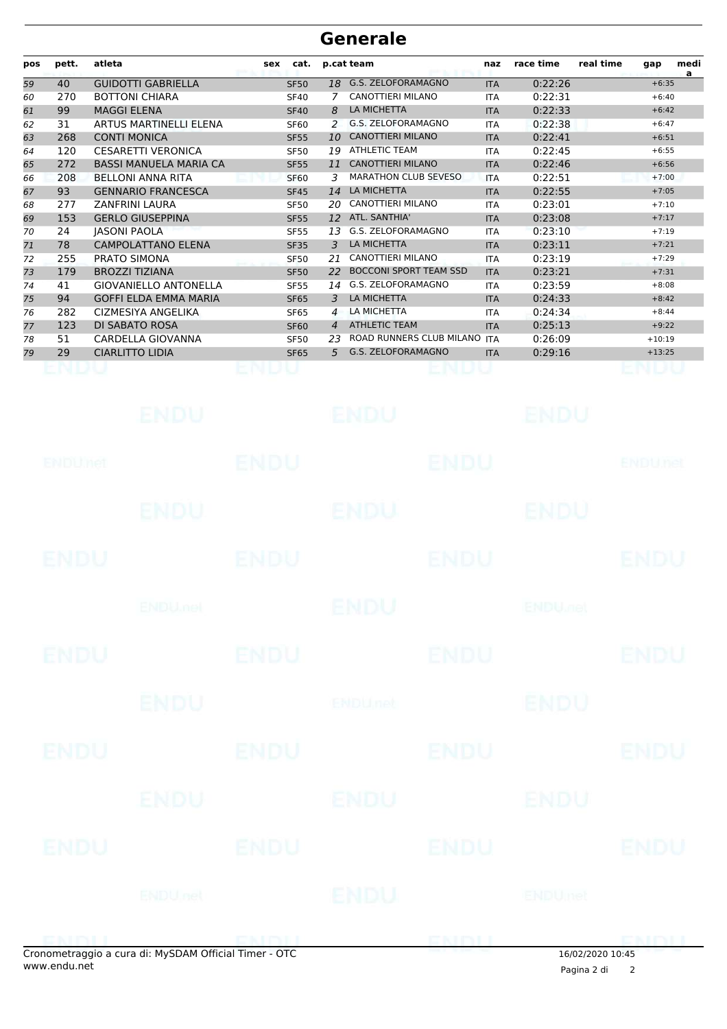# Generale

| pos | pett. | atleta | sex | cat. | p.cat | team | naz | race time | real time | gap | media |
|---|---|---|---|---|---|---|---|---|---|---|---|
| 59 | 40 | GUIDOTTI GABRIELLA | | SF50 | 18 | G.S. ZELOFORAMAGNO | ITA | 0:22:26 | | +6:35 | |
| 60 | 270 | BOTTONI CHIARA | | SF40 | 7 | CANOTTIERI MILANO | ITA | 0:22:31 | | +6:40 | |
| 61 | 99 | MAGGI ELENA | | SF40 | 8 | LA MICHETTA | ITA | 0:22:33 | | +6:42 | |
| 62 | 31 | ARTUS MARTINELLI ELENA | | SF60 | 2 | G.S. ZELOFORAMAGNO | ITA | 0:22:38 | | +6:47 | |
| 63 | 268 | CONTI MONICA | | SF55 | 10 | CANOTTIERI MILANO | ITA | 0:22:41 | | +6:51 | |
| 64 | 120 | CESARETTI VERONICA | | SF50 | 19 | ATHLETIC TEAM | ITA | 0:22:45 | | +6:55 | |
| 65 | 272 | BASSI MANUELA MARIA CA | | SF55 | 11 | CANOTTIERI MILANO | ITA | 0:22:46 | | +6:56 | |
| 66 | 208 | BELLONI ANNA RITA | | SF60 | 3 | MARATHON CLUB SEVESO | ITA | 0:22:51 | | +7:00 | |
| 67 | 93 | GENNARIO FRANCESCA | | SF45 | 14 | LA MICHETTA | ITA | 0:22:55 | | +7:05 | |
| 68 | 277 | ZANFRINI LAURA | | SF50 | 20 | CANOTTIERI MILANO | ITA | 0:23:01 | | +7:10 | |
| 69 | 153 | GERLO GIUSEPPINA | | SF55 | 12 | ATL. SANTHIA' | ITA | 0:23:08 | | +7:17 | |
| 70 | 24 | JASONI PAOLA | | SF55 | 13 | G.S. ZELOFORAMAGNO | ITA | 0:23:10 | | +7:19 | |
| 71 | 78 | CAMPOLATTANO ELENA | | SF35 | 3 | LA MICHETTA | ITA | 0:23:11 | | +7:21 | |
| 72 | 255 | PRATO SIMONA | | SF50 | 21 | CANOTTIERI MILANO | ITA | 0:23:19 | | +7:29 | |
| 73 | 179 | BROZZI TIZIANA | | SF50 | 22 | BOCCONI SPORT TEAM SSD | ITA | 0:23:21 | | +7:31 | |
| 74 | 41 | GIOVANIELLO ANTONELLA | | SF55 | 14 | G.S. ZELOFORAMAGNO | ITA | 0:23:59 | | +8:08 | |
| 75 | 94 | GOFFI ELDA EMMA MARIA | | SF65 | 3 | LA MICHETTA | ITA | 0:24:33 | | +8:42 | |
| 76 | 282 | CIZMESIYA ANGELIKA | | SF65 | 4 | LA MICHETTA | ITA | 0:24:34 | | +8:44 | |
| 77 | 123 | DI SABATO ROSA | | SF60 | 4 | ATHLETIC TEAM | ITA | 0:25:13 | | +9:22 | |
| 78 | 51 | CARDELLA GIOVANNA | | SF50 | 23 | ROAD RUNNERS CLUB MILANO | ITA | 0:26:09 | | +10:19 | |
| 79 | 29 | CIARLITTO LIDIA | | SF65 | 5 | G.S. ZELOFORAMAGNO | ITA | 0:29:16 | | +13:25 | |

Cronometraggio a cura di: MySDAM Official Timer - OTC
www.endu.net

16/02/2020 10:45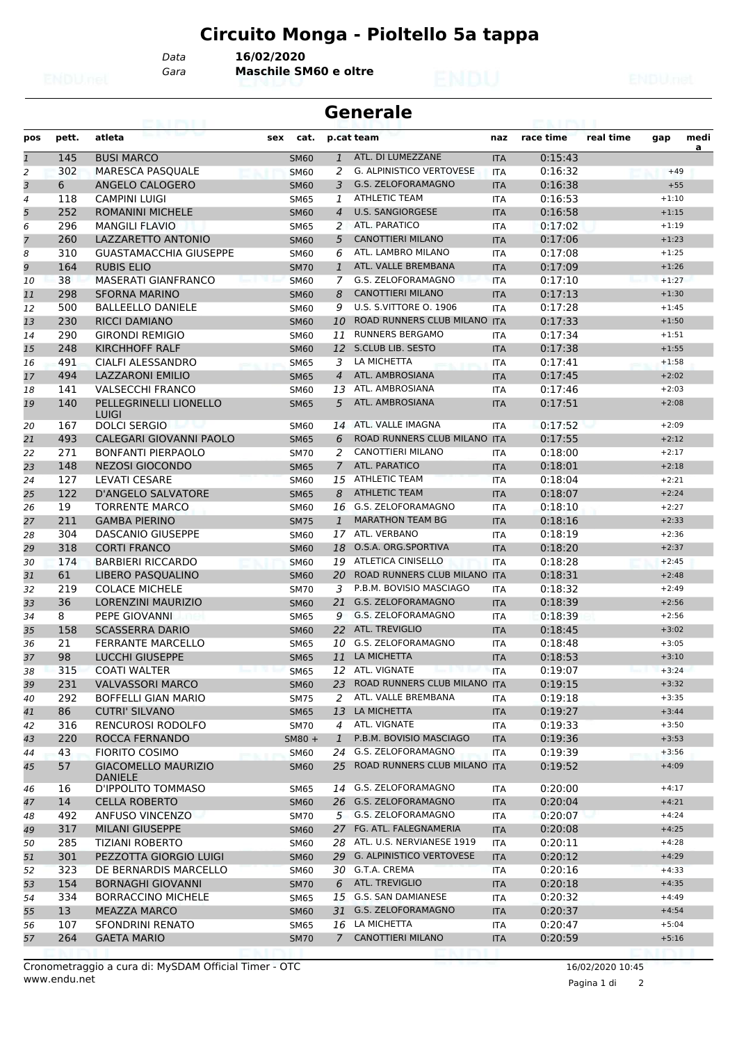# Circuito Monga - Pioltello 5a tappa

Data **16/02/2020**
Gara **Maschile SM60 e oltre**

## Generale

| pos | pett. | atleta | sex | cat. | p.cat | team | naz | race time | real time | gap | medi a |
|---|---|---|---|---|---|---|---|---|---|---|---|
| 1 | 145 | BUSI MARCO | | SM60 | 1 | ATL. DI LUMEZZANE | ITA | 0:15:43 | | | |
| 2 | 302 | MARESCA PASQUALE | | SM60 | 2 | G. ALPINISTICO VERTOVESE | ITA | 0:16:32 | | +49 | |
| 3 | 6 | ANGELO CALOGERO | | SM60 | 3 | G.S. ZELOFORAMAGNO | ITA | 0:16:38 | | +55 | |
| 4 | 118 | CAMPINI LUIGI | | SM65 | 1 | ATHLETIC TEAM | ITA | 0:16:53 | | +1:10 | |
| 5 | 252 | ROMANINI MICHELE | | SM60 | 4 | U.S. SANGIORGESE | ITA | 0:16:58 | | +1:15 | |
| 6 | 296 | MANGILI FLAVIO | | SM65 | 2 | ATL. PARATICO | ITA | 0:17:02 | | +1:19 | |
| 7 | 260 | LAZZARETTO ANTONIO | | SM60 | 5 | CANOTTIERI MILANO | ITA | 0:17:06 | | +1:23 | |
| 8 | 310 | GUASTAMACCHIA GIUSEPPE | | SM60 | 6 | ATL. LAMBRO MILANO | ITA | 0:17:08 | | +1:25 | |
| 9 | 164 | RUBIS ELIO | | SM70 | 1 | ATL. VALLE BREMBANA | ITA | 0:17:09 | | +1:26 | |
| 10 | 38 | MASERATI GIANFRANCO | | SM60 | 7 | G.S. ZELOFORAMAGNO | ITA | 0:17:10 | | +1:27 | |
| 11 | 298 | SFORNA MARINO | | SM60 | 8 | CANOTTIERI MILANO | ITA | 0:17:13 | | +1:30 | |
| 12 | 500 | BALLEELLO DANIELE | | SM60 | 9 | U.S. S.VITTORE O. 1906 | ITA | 0:17:28 | | +1:45 | |
| 13 | 230 | RICCI DAMIANO | | SM60 | 10 | ROAD RUNNERS CLUB MILANO | ITA | 0:17:33 | | +1:50 | |
| 14 | 290 | GIRONDI REMIGIO | | SM60 | 11 | RUNNERS BERGAMO | ITA | 0:17:34 | | +1:51 | |
| 15 | 248 | KIRCHHOFF RALF | | SM60 | 12 | S.CLUB LIB. SESTO | ITA | 0:17:38 | | +1:55 | |
| 16 | 491 | CIALFI ALESSANDRO | | SM65 | 3 | LA MICHETTA | ITA | 0:17:41 | | +1:58 | |
| 17 | 494 | LAZZARONI EMILIO | | SM65 | 4 | ATL. AMBROSIANA | ITA | 0:17:45 | | +2:02 | |
| 18 | 141 | VALSECCHI FRANCO | | SM60 | 13 | ATL. AMBROSIANA | ITA | 0:17:46 | | +2:03 | |
| 19 | 140 | PELLEGRINELLI LIONELLO LUIGI | | SM65 | 5 | ATL. AMBROSIANA | ITA | 0:17:51 | | +2:08 | |
| 20 | 167 | DOLCI SERGIO | | SM60 | 14 | ATL. VALLE IMAGNA | ITA | 0:17:52 | | +2:09 | |
| 21 | 493 | CALEGARI GIOVANNI PAOLO | | SM65 | 6 | ROAD RUNNERS CLUB MILANO | ITA | 0:17:55 | | +2:12 | |
| 22 | 271 | BONFANTI PIERPAOLO | | SM70 | 2 | CANOTTIERI MILANO | ITA | 0:18:00 | | +2:17 | |
| 23 | 148 | NEZOSI GIOCONDO | | SM65 | 7 | ATL. PARATICO | ITA | 0:18:01 | | +2:18 | |
| 24 | 127 | LEVATI CESARE | | SM60 | 15 | ATHLETIC TEAM | ITA | 0:18:04 | | +2:21 | |
| 25 | 122 | D'ANGELO SALVATORE | | SM65 | 8 | ATHLETIC TEAM | ITA | 0:18:07 | | +2:24 | |
| 26 | 19 | TORRENTE MARCO | | SM60 | 16 | G.S. ZELOFORAMAGNO | ITA | 0:18:10 | | +2:27 | |
| 27 | 211 | GAMBA PIERINO | | SM75 | 1 | MARATHON TEAM BG | ITA | 0:18:16 | | +2:33 | |
| 28 | 304 | DASCANIO GIUSEPPE | | SM60 | 17 | ATL. VERBANO | ITA | 0:18:19 | | +2:36 | |
| 29 | 318 | CORTI FRANCO | | SM60 | 18 | O.S.A. ORG.SPORTIVA | ITA | 0:18:20 | | +2:37 | |
| 30 | 174 | BARBIERI RICCARDO | | SM60 | 19 | ATLETICA CINISELLO | ITA | 0:18:28 | | +2:45 | |
| 31 | 61 | LIBERO PASQUALINO | | SM60 | 20 | ROAD RUNNERS CLUB MILANO | ITA | 0:18:31 | | +2:48 | |
| 32 | 219 | COLACE MICHELE | | SM70 | 3 | P.B.M. BOVISIO MASCIAGO | ITA | 0:18:32 | | +2:49 | |
| 33 | 36 | LORENZINI MAURIZIO | | SM60 | 21 | G.S. ZELOFORAMAGNO | ITA | 0:18:39 | | +2:56 | |
| 34 | 8 | PEPE GIOVANNI | | SM65 | 9 | G.S. ZELOFORAMAGNO | ITA | 0:18:39 | | +2:56 | |
| 35 | 158 | SCASSERRA DARIO | | SM60 | 22 | ATL. TREVIGLIO | ITA | 0:18:45 | | +3:02 | |
| 36 | 21 | FERRANTE MARCELLO | | SM65 | 10 | G.S. ZELOFORAMAGNO | ITA | 0:18:48 | | +3:05 | |
| 37 | 98 | LUCCHI GIUSEPPE | | SM65 | 11 | LA MICHETTA | ITA | 0:18:53 | | +3:10 | |
| 38 | 315 | COATI WALTER | | SM65 | 12 | ATL. VIGNATE | ITA | 0:19:07 | | +3:24 | |
| 39 | 231 | VALVASSORI MARCO | | SM60 | 23 | ROAD RUNNERS CLUB MILANO | ITA | 0:19:15 | | +3:32 | |
| 40 | 292 | BOFFELLI GIAN MARIO | | SM75 | 2 | ATL. VALLE BREMBANA | ITA | 0:19:18 | | +3:35 | |
| 41 | 86 | CUTRI' SILVANO | | SM65 | 13 | LA MICHETTA | ITA | 0:19:27 | | +3:44 | |
| 42 | 316 | RENCUROSI RODOLFO | | SM70 | 4 | ATL. VIGNATE | ITA | 0:19:33 | | +3:50 | |
| 43 | 220 | ROCCA FERNANDO | | SM80 + | 1 | P.B.M. BOVISIO MASCIAGO | ITA | 0:19:36 | | +3:53 | |
| 44 | 43 | FIORITO COSIMO | | SM60 | 24 | G.S. ZELOFORAMAGNO | ITA | 0:19:39 | | +3:56 | |
| 45 | 57 | GIACOMELLO MAURIZIO DANIELE | | SM60 | 25 | ROAD RUNNERS CLUB MILANO | ITA | 0:19:52 | | +4:09 | |
| 46 | 16 | D'IPPOLITO TOMMASO | | SM65 | 14 | G.S. ZELOFORAMAGNO | ITA | 0:20:00 | | +4:17 | |
| 47 | 14 | CELLA ROBERTO | | SM60 | 26 | G.S. ZELOFORAMAGNO | ITA | 0:20:04 | | +4:21 | |
| 48 | 492 | ANFUSO VINCENZO | | SM70 | 5 | G.S. ZELOFORAMAGNO | ITA | 0:20:07 | | +4:24 | |
| 49 | 317 | MILANI GIUSEPPE | | SM60 | 27 | FG. ATL. FALEGNAMERIA | ITA | 0:20:08 | | +4:25 | |
| 50 | 285 | TIZIANI ROBERTO | | SM60 | 28 | ATL. U.S. NERVIANESE 1919 | ITA | 0:20:11 | | +4:28 | |
| 51 | 301 | PEZZOTTA GIORGIO LUIGI | | SM60 | 29 | G. ALPINISTICO VERTOVESE | ITA | 0:20:12 | | +4:29 | |
| 52 | 323 | DE BERNARDIS MARCELLO | | SM60 | 30 | G.T.A. CREMA | ITA | 0:20:16 | | +4:33 | |
| 53 | 154 | BORNAGHI GIOVANNI | | SM70 | 6 | ATL. TREVIGLIO | ITA | 0:20:18 | | +4:35 | |
| 54 | 334 | BORRACCINO MICHELE | | SM65 | 15 | G.S. SAN DAMIANESE | ITA | 0:20:32 | | +4:49 | |
| 55 | 13 | MEAZZA MARCO | | SM60 | 31 | G.S. ZELOFORAMAGNO | ITA | 0:20:37 | | +4:54 | |
| 56 | 107 | SFONDRINI RENATO | | SM65 | 16 | LA MICHETTA | ITA | 0:20:47 | | +5:04 | |
| 57 | 264 | GAETA MARIO | | SM70 | 7 | CANOTTIERI MILANO | ITA | 0:20:59 | | +5:16 | |

Cronometraggio a cura di: MySDAM Official Timer - OTC
www.endu.net

16/02/2020 10:45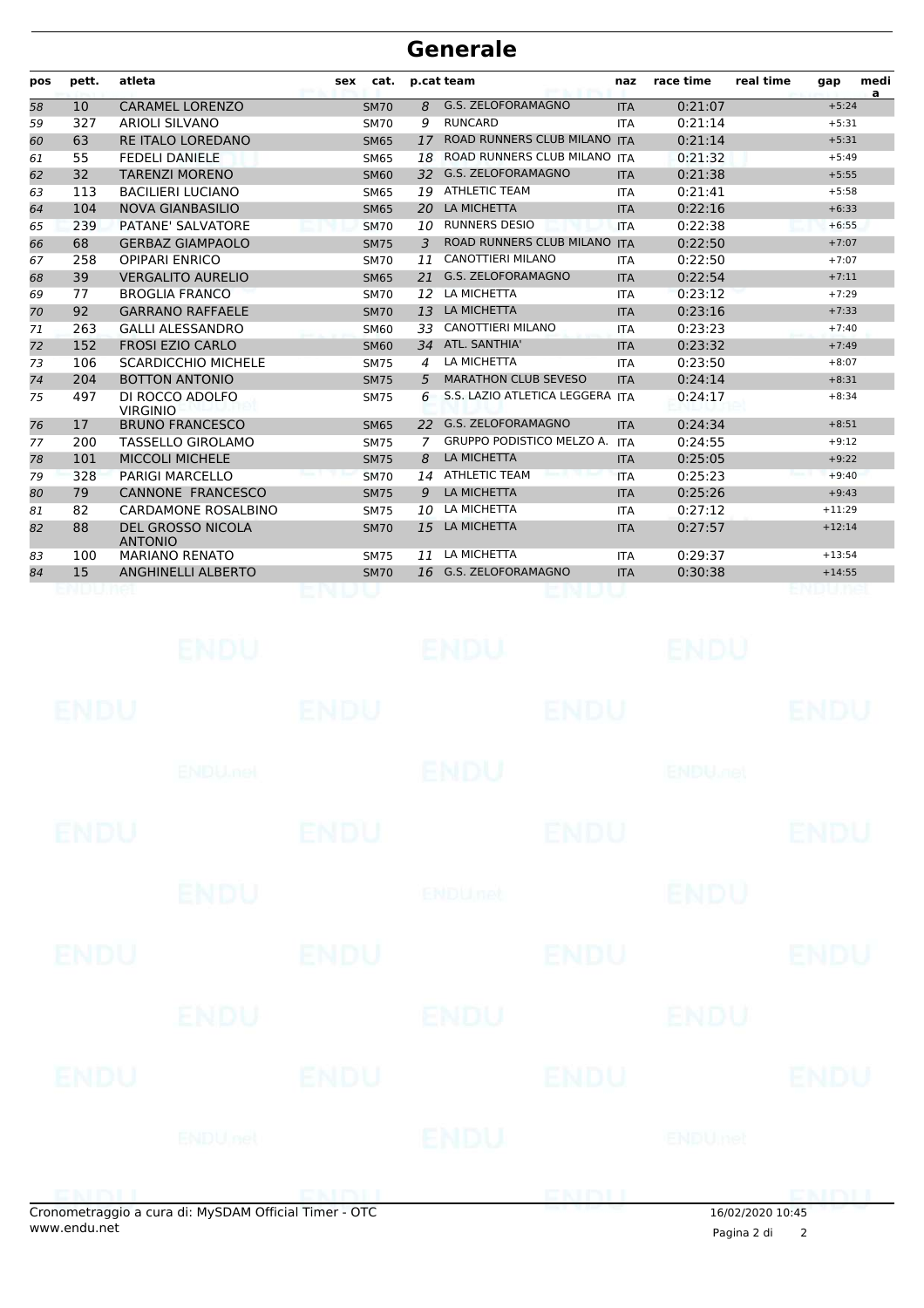# Generale

| pos | pett. | atleta | sex | cat. | p.cat | team | naz | race time | real time | gap | media |
|---|---|---|---|---|---|---|---|---|---|---|---|
| 58 | 10 | CARAMEL LORENZO | | SM70 | 8 | G.S. ZELOFORAMAGNO | ITA | 0:21:07 | | +5:24 | |
| 59 | 327 | ARIOLI SILVANO | | SM70 | 9 | RUNCARD | ITA | 0:21:14 | | +5:31 | |
| 60 | 63 | RE ITALO LOREDANO | | SM65 | 17 | ROAD RUNNERS CLUB MILANO | ITA | 0:21:14 | | +5:31 | |
| 61 | 55 | FEDELI DANIELE | | SM65 | 18 | ROAD RUNNERS CLUB MILANO | ITA | 0:21:32 | | +5:49 | |
| 62 | 32 | TARENZI MORENO | | SM60 | 32 | G.S. ZELOFORAMAGNO | ITA | 0:21:38 | | +5:55 | |
| 63 | 113 | BACILIERI LUCIANO | | SM65 | 19 | ATHLETIC TEAM | ITA | 0:21:41 | | +5:58 | |
| 64 | 104 | NOVA GIANBASILIO | | SM65 | 20 | LA MICHETTA | ITA | 0:22:16 | | +6:33 | |
| 65 | 239 | PATANE' SALVATORE | | SM70 | 10 | RUNNERS DESIO | ITA | 0:22:38 | | +6:55 | |
| 66 | 68 | GERBAZ GIAMPAOLO | | SM75 | 3 | ROAD RUNNERS CLUB MILANO | ITA | 0:22:50 | | +7:07 | |
| 67 | 258 | OPIPARI ENRICO | | SM70 | 11 | CANOTTIERI MILANO | ITA | 0:22:50 | | +7:07 | |
| 68 | 39 | VERGALITO AURELIO | | SM65 | 21 | G.S. ZELOFORAMAGNO | ITA | 0:22:54 | | +7:11 | |
| 69 | 77 | BROGLIA FRANCO | | SM70 | 12 | LA MICHETTA | ITA | 0:23:12 | | +7:29 | |
| 70 | 92 | GARRANO RAFFAELE | | SM70 | 13 | LA MICHETTA | ITA | 0:23:16 | | +7:33 | |
| 71 | 263 | GALLI ALESSANDRO | | SM60 | 33 | CANOTTIERI MILANO | ITA | 0:23:23 | | +7:40 | |
| 72 | 152 | FROSI EZIO CARLO | | SM60 | 34 | ATL. SANTHIA' | ITA | 0:23:32 | | +7:49 | |
| 73 | 106 | SCARDICCHIO MICHELE | | SM75 | 4 | LA MICHETTA | ITA | 0:23:50 | | +8:07 | |
| 74 | 204 | BOTTON ANTONIO | | SM75 | 5 | MARATHON CLUB SEVESO | ITA | 0:24:14 | | +8:31 | |
| 75 | 497 | DI ROCCO ADOLFO VIRGINIO | | SM75 | 6 | S.S. LAZIO ATLETICA LEGGERA | ITA | 0:24:17 | | +8:34 | |
| 76 | 17 | BRUNO FRANCESCO | | SM65 | 22 | G.S. ZELOFORAMAGNO | ITA | 0:24:34 | | +8:51 | |
| 77 | 200 | TASSELLO GIROLAMO | | SM75 | 7 | GRUPPO PODISTICO MELZO A. | ITA | 0:24:55 | | +9:12 | |
| 78 | 101 | MICCOLI MICHELE | | SM75 | 8 | LA MICHETTA | ITA | 0:25:05 | | +9:22 | |
| 79 | 328 | PARIGI MARCELLO | | SM70 | 14 | ATHLETIC TEAM | ITA | 0:25:23 | | +9:40 | |
| 80 | 79 | CANNONE FRANCESCO | | SM75 | 9 | LA MICHETTA | ITA | 0:25:26 | | +9:43 | |
| 81 | 82 | CARDAMONE ROSALBINO | | SM75 | 10 | LA MICHETTA | ITA | 0:27:12 | | +11:29 | |
| 82 | 88 | DEL GROSSO NICOLA ANTONIO | | SM70 | 15 | LA MICHETTA | ITA | 0:27:57 | | +12:14 | |
| 83 | 100 | MARIANO RENATO | | SM75 | 11 | LA MICHETTA | ITA | 0:29:37 | | +13:54 | |
| 84 | 15 | ANGHINELLI ALBERTO | | SM70 | 16 | G.S. ZELOFORAMAGNO | ITA | 0:30:38 | | +14:55 | |

Cronometraggio a cura di: MySDAM Official Timer - OTC
www.endu.net

16/02/2020 10:45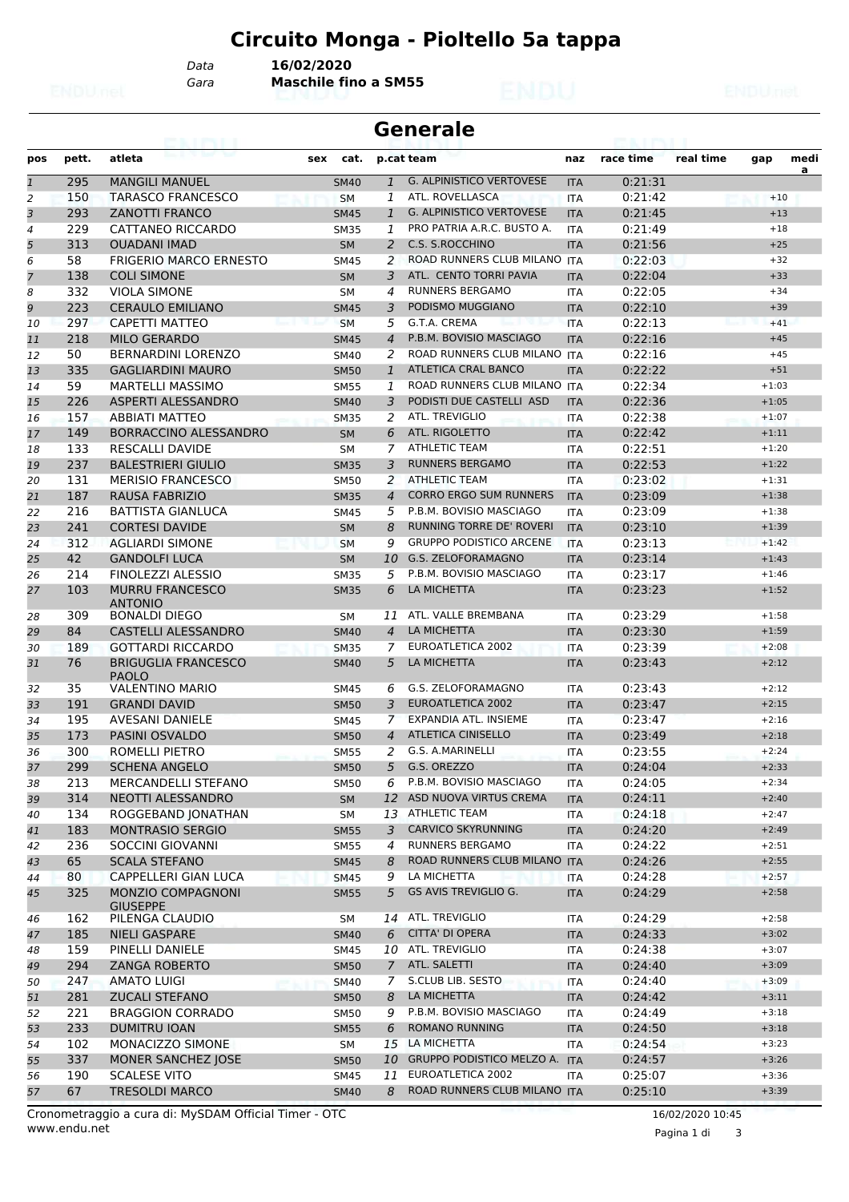# Circuito Monga - Pioltello 5a tappa

Data **16/02/2020**
Gara **Maschile fino a SM55**

## Generale

| pos | pett. | atleta | sex | cat. | p.cat | team | naz | race time | real time | gap | media |
|---|---|---|---|---|---|---|---|---|---|---|---|
| 1 | 295 | MANGILI MANUEL | | SM40 | 1 | G. ALPINISTICO VERTOVESE | ITA | 0:21:31 | | | |
| 2 | 150 | TARASCO FRANCESCO | | SM | 1 | ATL. ROVELLASCA | ITA | 0:21:42 | | +10 | |
| 3 | 293 | ZANOTTI FRANCO | | SM45 | 1 | G. ALPINISTICO VERTOVESE | ITA | 0:21:45 | | +13 | |
| 4 | 229 | CATTANEO RICCARDO | | SM35 | 1 | PRO PATRIA A.R.C. BUSTO A. | ITA | 0:21:49 | | +18 | |
| 5 | 313 | OUADANI IMAD | | SM | 2 | C.S. S.ROCCHINO | ITA | 0:21:56 | | +25 | |
| 6 | 58 | FRIGERIO MARCO ERNESTO | | SM45 | 2 | ROAD RUNNERS CLUB MILANO | ITA | 0:22:03 | | +32 | |
| 7 | 138 | COLI SIMONE | | SM | 3 | ATL. CENTO TORRI PAVIA | ITA | 0:22:04 | | +33 | |
| 8 | 332 | VIOLA SIMONE | | SM | 4 | RUNNERS BERGAMO | ITA | 0:22:05 | | +34 | |
| 9 | 223 | CERAULO EMILIANO | | SM45 | 3 | PODISMO MUGGIANO | ITA | 0:22:10 | | +39 | |
| 10 | 297 | CAPETTI MATTEO | | SM | 5 | G.T.A. CREMA | ITA | 0:22:13 | | +41 | |
| 11 | 218 | MILO GERARDO | | SM45 | 4 | P.B.M. BOVISIO MASCIAGO | ITA | 0:22:16 | | +45 | |
| 12 | 50 | BERNARDINI LORENZO | | SM40 | 2 | ROAD RUNNERS CLUB MILANO | ITA | 0:22:16 | | +45 | |
| 13 | 335 | GAGLIARDINI MAURO | | SM50 | 1 | ATLETICA CRAL BANCO | ITA | 0:22:22 | | +51 | |
| 14 | 59 | MARTELLI MASSIMO | | SM55 | 1 | ROAD RUNNERS CLUB MILANO | ITA | 0:22:34 | | +1:03 | |
| 15 | 226 | ASPERTI ALESSANDRO | | SM40 | 3 | PODISTI DUE CASTELLI ASD | ITA | 0:22:36 | | +1:05 | |
| 16 | 157 | ABBIATI MATTEO | | SM35 | 2 | ATL. TREVIGLIO | ITA | 0:22:38 | | +1:07 | |
| 17 | 149 | BORRACCINO ALESSANDRO | | SM | 6 | ATL. RIGOLETTO | ITA | 0:22:42 | | +1:11 | |
| 18 | 133 | RESCALLI DAVIDE | | SM | 7 | ATHLETIC TEAM | ITA | 0:22:51 | | +1:20 | |
| 19 | 237 | BALESTRIERI GIULIO | | SM35 | 3 | RUNNERS BERGAMO | ITA | 0:22:53 | | +1:22 | |
| 20 | 131 | MERISIO FRANCESCO | | SM50 | 2 | ATHLETIC TEAM | ITA | 0:23:02 | | +1:31 | |
| 21 | 187 | RAUSA FABRIZIO | | SM35 | 4 | CORRO ERGO SUM RUNNERS | ITA | 0:23:09 | | +1:38 | |
| 22 | 216 | BATTISTA GIANLUCA | | SM45 | 5 | P.B.M. BOVISIO MASCIAGO | ITA | 0:23:09 | | +1:38 | |
| 23 | 241 | CORTESI DAVIDE | | SM | 8 | RUNNING TORRE DE' ROVERI | ITA | 0:23:10 | | +1:39 | |
| 24 | 312 | AGLIARDI SIMONE | | SM | 9 | GRUPPO PODISTICO ARCENE | ITA | 0:23:13 | | +1:42 | |
| 25 | 42 | GANDOLFI LUCA | | SM | 10 | G.S. ZELOFORAMAGNO | ITA | 0:23:14 | | +1:43 | |
| 26 | 214 | FINOLEZZI ALESSIO | | SM35 | 5 | P.B.M. BOVISIO MASCIAGO | ITA | 0:23:17 | | +1:46 | |
| 27 | 103 | MURRU FRANCESCO ANTONIO | | SM35 | 6 | LA MICHETTA | ITA | 0:23:23 | | +1:52 | |
| 28 | 309 | BONALDI DIEGO | | SM | 11 | ATL. VALLE BREMBANA | ITA | 0:23:29 | | +1:58 | |
| 29 | 84 | CASTELLI ALESSANDRO | | SM40 | 4 | LA MICHETTA | ITA | 0:23:30 | | +1:59 | |
| 30 | 189 | GOTTARDI RICCARDO | | SM35 | 7 | EUROATLETICA 2002 | ITA | 0:23:39 | | +2:08 | |
| 31 | 76 | BRIGUGLIA FRANCESCO PAOLO | | SM40 | 5 | LA MICHETTA | ITA | 0:23:43 | | +2:12 | |
| 32 | 35 | VALENTINO MARIO | | SM45 | 6 | G.S. ZELOFORAMAGNO | ITA | 0:23:43 | | +2:12 | |
| 33 | 191 | GRANDI DAVID | | SM50 | 3 | EUROATLETICA 2002 | ITA | 0:23:47 | | +2:15 | |
| 34 | 195 | AVESANI DANIELE | | SM45 | 7 | EXPANDIA ATL. INSIEME | ITA | 0:23:47 | | +2:16 | |
| 35 | 173 | PASINI OSVALDO | | SM50 | 4 | ATLETICA CINISELLO | ITA | 0:23:49 | | +2:18 | |
| 36 | 300 | ROMELLI PIETRO | | SM55 | 2 | G.S. A.MARINELLI | ITA | 0:23:55 | | +2:24 | |
| 37 | 299 | SCHENA ANGELO | | SM50 | 5 | G.S. OREZZO | ITA | 0:24:04 | | +2:33 | |
| 38 | 213 | MERCANDELLI STEFANO | | SM50 | 6 | P.B.M. BOVISIO MASCIAGO | ITA | 0:24:05 | | +2:34 | |
| 39 | 314 | NEOTTI ALESSANDRO | | SM | 12 | ASD NUOVA VIRTUS CREMA | ITA | 0:24:11 | | +2:40 | |
| 40 | 134 | ROGGEBAND JONATHAN | | SM | 13 | ATHLETIC TEAM | ITA | 0:24:18 | | +2:47 | |
| 41 | 183 | MONTRASIO SERGIO | | SM55 | 3 | CARVICO SKYRUNNING | ITA | 0:24:20 | | +2:49 | |
| 42 | 236 | SOCCINI GIOVANNI | | SM55 | 4 | RUNNERS BERGAMO | ITA | 0:24:22 | | +2:51 | |
| 43 | 65 | SCALA STEFANO | | SM45 | 8 | ROAD RUNNERS CLUB MILANO | ITA | 0:24:26 | | +2:55 | |
| 44 | 80 | CAPPELLERI GIAN LUCA | | SM45 | 9 | LA MICHETTA | ITA | 0:24:28 | | +2:57 | |
| 45 | 325 | MONZIO COMPAGNONI GIUSEPPE | | SM55 | 5 | GS AVIS TREVIGLIO G. | ITA | 0:24:29 | | +2:58 | |
| 46 | 162 | PILENGA CLAUDIO | | SM | 14 | ATL. TREVIGLIO | ITA | 0:24:29 | | +2:58 | |
| 47 | 185 | NIELI GASPARE | | SM40 | 6 | CITTA' DI OPERA | ITA | 0:24:33 | | +3:02 | |
| 48 | 159 | PINELLI DANIELE | | SM45 | 10 | ATL. TREVIGLIO | ITA | 0:24:38 | | +3:07 | |
| 49 | 294 | ZANGA ROBERTO | | SM50 | 7 | ATL. SALETTI | ITA | 0:24:40 | | +3:09 | |
| 50 | 247 | AMATO LUIGI | | SM40 | 7 | S.CLUB LIB. SESTO | ITA | 0:24:40 | | +3:09 | |
| 51 | 281 | ZUCALI STEFANO | | SM50 | 8 | LA MICHETTA | ITA | 0:24:42 | | +3:11 | |
| 52 | 221 | BRAGGION CORRADO | | SM50 | 9 | P.B.M. BOVISIO MASCIAGO | ITA | 0:24:49 | | +3:18 | |
| 53 | 233 | DUMITRU IOAN | | SM55 | 6 | ROMANO RUNNING | ITA | 0:24:50 | | +3:18 | |
| 54 | 102 | MONACIZZO SIMONE | | SM | 15 | LA MICHETTA | ITA | 0:24:54 | | +3:23 | |
| 55 | 337 | MONER SANCHEZ JOSE | | SM50 | 10 | GRUPPO PODISTICO MELZO A. | ITA | 0:24:57 | | +3:26 | |
| 56 | 190 | SCALESE VITO | | SM45 | 11 | EUROATLETICA 2002 | ITA | 0:25:07 | | +3:36 | |
| 57 | 67 | TRESOLDI MARCO | | SM40 | 8 | ROAD RUNNERS CLUB MILANO | ITA | 0:25:10 | | +3:39 | |

Cronometraggio a cura di: MySDAM Official Timer - OTC
www.endu.net
16/02/2020 10:45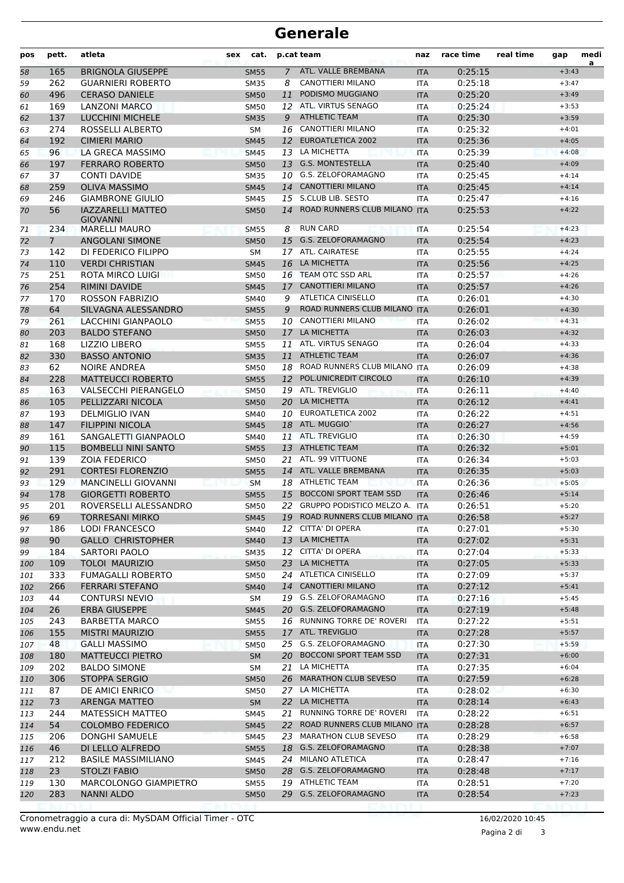# Generale

| pos | pett. | atleta | sex | cat. | p.cat | team | naz | race time | real time | gap | media |
|---|---|---|---|---|---|---|---|---|---|---|---|
| 58 | 165 | BRIGNOLA GIUSEPPE | | SM55 | 7 | ATL. VALLE BREMBANA | ITA | 0:25:15 | | +3:43 | |
| 59 | 262 | GUARNIERI ROBERTO | | SM35 | 8 | CANOTTIERI MILANO | ITA | 0:25:18 | | +3:47 | |
| 60 | 496 | CERASO DANIELE | | SM50 | 11 | PODISMO MUGGIANO | ITA | 0:25:20 | | +3:49 | |
| 61 | 169 | LANZONI MARCO | | SM50 | 12 | ATL. VIRTUS SENAGO | ITA | 0:25:24 | | +3:53 | |
| 62 | 137 | LUCCHINI MICHELE | | SM35 | 9 | ATHLETIC TEAM | ITA | 0:25:30 | | +3:59 | |
| 63 | 274 | ROSSELLI ALBERTO | | SM | 16 | CANOTTIERI MILANO | ITA | 0:25:32 | | +4:01 | |
| 64 | 192 | CIMIERI MARIO | | SM45 | 12 | EUROATLETICA 2002 | ITA | 0:25:36 | | +4:05 | |
| 65 | 96 | LA GRECA MASSIMO | | SM45 | 13 | LA MICHETTA | ITA | 0:25:39 | | +4:08 | |
| 66 | 197 | FERRARO ROBERTO | | SM50 | 13 | G.S. MONTESTELLA | ITA | 0:25:40 | | +4:09 | |
| 67 | 37 | CONTI DAVIDE | | SM35 | 10 | G.S. ZELOFORAMAGNO | ITA | 0:25:45 | | +4:14 | |
| 68 | 259 | OLIVA MASSIMO | | SM45 | 14 | CANOTTIERI MILANO | ITA | 0:25:45 | | +4:14 | |
| 69 | 246 | GIAMBRONE GIULIO | | SM45 | 15 | S.CLUB LIB. SESTO | ITA | 0:25:47 | | +4:16 | |
| 70 | 56 | IAZZARELLI MATTEO GIOVANNI | | SM50 | 14 | ROAD RUNNERS CLUB MILANO | ITA | 0:25:53 | | +4:22 | |
| 71 | 234 | MARELLI MAURO | | SM55 | 8 | RUN CARD | ITA | 0:25:54 | | +4:23 | |
| 72 | 7 | ANGOLANI SIMONE | | SM50 | 15 | G.S. ZELOFORAMAGNO | ITA | 0:25:54 | | +4:23 | |
| 73 | 142 | DI FEDERICO FILIPPO | | SM | 17 | ATL. CAIRATESE | ITA | 0:25:55 | | +4:24 | |
| 74 | 110 | VERDI CHRISTIAN | | SM45 | 16 | LA MICHETTA | ITA | 0:25:56 | | +4:25 | |
| 75 | 251 | ROTA MIRCO LUIGI | | SM50 | 16 | TEAM OTC SSD ARL | ITA | 0:25:57 | | +4:26 | |
| 76 | 254 | RIMINI DAVIDE | | SM45 | 17 | CANOTTIERI MILANO | ITA | 0:25:57 | | +4:26 | |
| 77 | 170 | ROSSON FABRIZIO | | SM40 | 9 | ATLETICA CINISELLO | ITA | 0:26:01 | | +4:30 | |
| 78 | 64 | SILVAGNA ALESSANDRO | | SM55 | 9 | ROAD RUNNERS CLUB MILANO | ITA | 0:26:01 | | +4:30 | |
| 79 | 261 | LACCHINI GIANPAOLO | | SM55 | 10 | CANOTTIERI MILANO | ITA | 0:26:02 | | +4:31 | |
| 80 | 203 | BALDO STEFANO | | SM50 | 17 | LA MICHETTA | ITA | 0:26:03 | | +4:32 | |
| 81 | 168 | LIZZIO LIBERO | | SM55 | 11 | ATL. VIRTUS SENAGO | ITA | 0:26:04 | | +4:33 | |
| 82 | 330 | BASSO ANTONIO | | SM35 | 11 | ATHLETIC TEAM | ITA | 0:26:07 | | +4:36 | |
| 83 | 62 | NOIRE ANDREA | | SM50 | 18 | ROAD RUNNERS CLUB MILANO | ITA | 0:26:09 | | +4:38 | |
| 84 | 228 | MATTEUCCI ROBERTO | | SM55 | 12 | POL.UNICREDIT CIRCOLO | ITA | 0:26:10 | | +4:39 | |
| 85 | 163 | VALSECCHI PIERANGELO | | SM50 | 19 | ATL. TREVIGLIO | ITA | 0:26:11 | | +4:40 | |
| 86 | 105 | PELLIZZARI NICOLA | | SM50 | 20 | LA MICHETTA | ITA | 0:26:12 | | +4:41 | |
| 87 | 193 | DELMIGLIO IVAN | | SM40 | 10 | EUROATLETICA 2002 | ITA | 0:26:22 | | +4:51 | |
| 88 | 147 | FILIPPINI NICOLA | | SM45 | 18 | ATL. MUGGIO` | ITA | 0:26:27 | | +4:56 | |
| 89 | 161 | SANGALETTI GIANPAOLO | | SM40 | 11 | ATL. TREVIGLIO | ITA | 0:26:30 | | +4:59 | |
| 90 | 115 | BOMBELLI NINI SANTO | | SM55 | 13 | ATHLETIC TEAM | ITA | 0:26:32 | | +5:01 | |
| 91 | 139 | ZOIA FEDERICO | | SM50 | 21 | ATL. 99 VITTUONE | ITA | 0:26:34 | | +5:03 | |
| 92 | 291 | CORTESI FLORENZIO | | SM55 | 14 | ATL. VALLE BREMBANA | ITA | 0:26:35 | | +5:03 | |
| 93 | 129 | MANCINELLI GIOVANNI | | SM | 18 | ATHLETIC TEAM | ITA | 0:26:36 | | +5:05 | |
| 94 | 178 | GIORGETTI ROBERTO | | SM55 | 15 | BOCCONI SPORT TEAM SSD | ITA | 0:26:46 | | +5:14 | |
| 95 | 201 | ROVERSELLI ALESSANDRO | | SM50 | 22 | GRUPPO PODISTICO MELZO A. | ITA | 0:26:51 | | +5:20 | |
| 96 | 69 | TORRESANI MIRKO | | SM45 | 19 | ROAD RUNNERS CLUB MILANO | ITA | 0:26:58 | | +5:27 | |
| 97 | 186 | LODI FRANCESCO | | SM40 | 12 | CITTA' DI OPERA | ITA | 0:27:01 | | +5:30 | |
| 98 | 90 | GALLO CHRISTOPHER | | SM40 | 13 | LA MICHETTA | ITA | 0:27:02 | | +5:31 | |
| 99 | 184 | SARTORI PAOLO | | SM35 | 12 | CITTA' DI OPERA | ITA | 0:27:04 | | +5:33 | |
| 100 | 109 | TOLOI MAURIZIO | | SM50 | 23 | LA MICHETTA | ITA | 0:27:05 | | +5:33 | |
| 101 | 333 | FUMAGALLI ROBERTO | | SM50 | 24 | ATLETICA CINISELLO | ITA | 0:27:09 | | +5:37 | |
| 102 | 266 | FERRARI STEFANO | | SM40 | 14 | CANOTTIERI MILANO | ITA | 0:27:12 | | +5:41 | |
| 103 | 44 | CONTURSI NEVIO | | SM | 19 | G.S. ZELOFORAMAGNO | ITA | 0:27:16 | | +5:45 | |
| 104 | 26 | ERBA GIUSEPPE | | SM45 | 20 | G.S. ZELOFORAMAGNO | ITA | 0:27:19 | | +5:48 | |
| 105 | 243 | BARBETTA MARCO | | SM55 | 16 | RUNNING TORRE DE' ROVERI | ITA | 0:27:22 | | +5:51 | |
| 106 | 155 | MISTRI MAURIZIO | | SM55 | 17 | ATL. TREVIGLIO | ITA | 0:27:28 | | +5:57 | |
| 107 | 48 | GALLI MASSIMO | | SM50 | 25 | G.S. ZELOFORAMAGNO | ITA | 0:27:30 | | +5:59 | |
| 108 | 180 | MATTEUCCI PIETRO | | SM | 20 | BOCCONI SPORT TEAM SSD | ITA | 0:27:31 | | +6:00 | |
| 109 | 202 | BALDO SIMONE | | SM | 21 | LA MICHETTA | ITA | 0:27:35 | | +6:04 | |
| 110 | 306 | STOPPA SERGIO | | SM50 | 26 | MARATHON CLUB SEVESO | ITA | 0:27:59 | | +6:28 | |
| 111 | 87 | DE AMICI ENRICO | | SM50 | 27 | LA MICHETTA | ITA | 0:28:02 | | +6:30 | |
| 112 | 73 | ARENGA MATTEO | | SM | 22 | LA MICHETTA | ITA | 0:28:14 | | +6:43 | |
| 113 | 244 | MATESSICH MATTEO | | SM45 | 21 | RUNNING TORRE DE' ROVERI | ITA | 0:28:22 | | +6:51 | |
| 114 | 54 | COLOMBO FEDERICO | | SM45 | 22 | ROAD RUNNERS CLUB MILANO | ITA | 0:28:28 | | +6:57 | |
| 115 | 206 | DONGHI SAMUELE | | SM45 | 23 | MARATHON CLUB SEVESO | ITA | 0:28:29 | | +6:58 | |
| 116 | 46 | DI LELLO ALFREDO | | SM55 | 18 | G.S. ZELOFORAMAGNO | ITA | 0:28:38 | | +7:07 | |
| 117 | 212 | BASILE MASSIMILIANO | | SM45 | 24 | MILANO ATLETICA | ITA | 0:28:47 | | +7:16 | |
| 118 | 23 | STOLZI FABIO | | SM50 | 28 | G.S. ZELOFORAMAGNO | ITA | 0:28:48 | | +7:17 | |
| 119 | 130 | MARCOLONGO GIAMPIETRO | | SM55 | 19 | ATHLETIC TEAM | ITA | 0:28:51 | | +7:20 | |
| 120 | 283 | NANNI ALDO | | SM50 | 29 | G.S. ZELOFORAMAGNO | ITA | 0:28:54 | | +7:23 | |

Cronometraggio a cura di: MySDAM Official Timer - OTC
www.endu.net

16/02/2020 10:45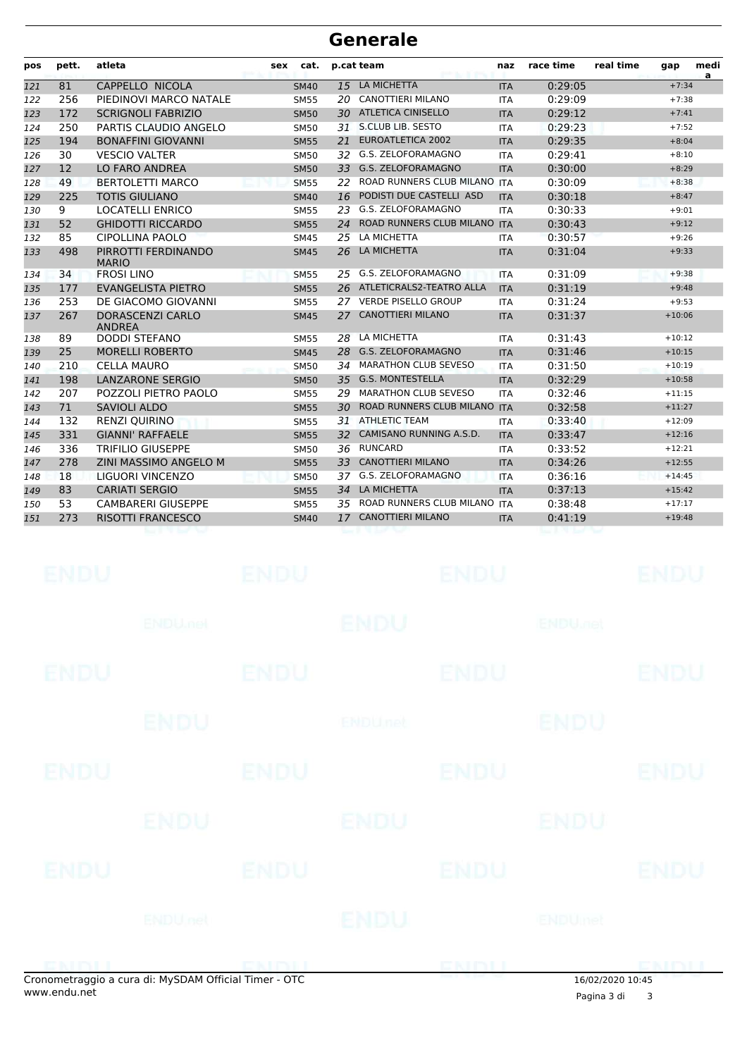# Generale

| pos | pett. | atleta | sex | cat. | p.cat | team | naz | race time | real time | gap | media |
|---|---|---|---|---|---|---|---|---|---|---|---|
| 121 | 81 | CAPPELLO NICOLA | | SM40 | 15 | LA MICHETTA | ITA | 0:29:05 | | +7:34 | |
| 122 | 256 | PIEDINOVI MARCO NATALE | | SM55 | 20 | CANOTTIERI MILANO | ITA | 0:29:09 | | +7:38 | |
| 123 | 172 | SCRIGNOLI FABRIZIO | | SM50 | 30 | ATLETICA CINISELLO | ITA | 0:29:12 | | +7:41 | |
| 124 | 250 | PARTIS CLAUDIO ANGELO | | SM50 | 31 | S.CLUB LIB. SESTO | ITA | 0:29:23 | | +7:52 | |
| 125 | 194 | BONAFFINI GIOVANNI | | SM55 | 21 | EUROATLETICA 2002 | ITA | 0:29:35 | | +8:04 | |
| 126 | 30 | VESCIO VALTER | | SM50 | 32 | G.S. ZELOFORAMAGNO | ITA | 0:29:41 | | +8:10 | |
| 127 | 12 | LO FARO ANDREA | | SM50 | 33 | G.S. ZELOFORAMAGNO | ITA | 0:30:00 | | +8:29 | |
| 128 | 49 | BERTOLETTI MARCO | | SM55 | 22 | ROAD RUNNERS CLUB MILANO | ITA | 0:30:09 | | +8:38 | |
| 129 | 225 | TOTIS GIULIANO | | SM40 | 16 | PODISTI DUE CASTELLI ASD | ITA | 0:30:18 | | +8:47 | |
| 130 | 9 | LOCATELLI ENRICO | | SM55 | 23 | G.S. ZELOFORAMAGNO | ITA | 0:30:33 | | +9:01 | |
| 131 | 52 | GHIDOTTI RICCARDO | | SM55 | 24 | ROAD RUNNERS CLUB MILANO | ITA | 0:30:43 | | +9:12 | |
| 132 | 85 | CIPOLLINA PAOLO | | SM45 | 25 | LA MICHETTA | ITA | 0:30:57 | | +9:26 | |
| 133 | 498 | PIRROTTI FERDINANDO MARIO | | SM45 | 26 | LA MICHETTA | ITA | 0:31:04 | | +9:33 | |
| 134 | 34 | FROSI LINO | | SM55 | 25 | G.S. ZELOFORAMAGNO | ITA | 0:31:09 | | +9:38 | |
| 135 | 177 | EVANGELISTA PIETRO | | SM55 | 26 | ATLETICRALS2-TEATRO ALLA | ITA | 0:31:19 | | +9:48 | |
| 136 | 253 | DE GIACOMO GIOVANNI | | SM55 | 27 | VERDE PISELLO GROUP | ITA | 0:31:24 | | +9:53 | |
| 137 | 267 | DORASCENZI CARLO ANDREA | | SM45 | 27 | CANOTTIERI MILANO | ITA | 0:31:37 | | +10:06 | |
| 138 | 89 | DODDI STEFANO | | SM55 | 28 | LA MICHETTA | ITA | 0:31:43 | | +10:12 | |
| 139 | 25 | MORELLI ROBERTO | | SM45 | 28 | G.S. ZELOFORAMAGNO | ITA | 0:31:46 | | +10:15 | |
| 140 | 210 | CELLA MAURO | | SM50 | 34 | MARATHON CLUB SEVESO | ITA | 0:31:50 | | +10:19 | |
| 141 | 198 | LANZARONE SERGIO | | SM50 | 35 | G.S. MONTESTELLA | ITA | 0:32:29 | | +10:58 | |
| 142 | 207 | POZZOLI PIETRO PAOLO | | SM55 | 29 | MARATHON CLUB SEVESO | ITA | 0:32:46 | | +11:15 | |
| 143 | 71 | SAVIOLI ALDO | | SM55 | 30 | ROAD RUNNERS CLUB MILANO | ITA | 0:32:58 | | +11:27 | |
| 144 | 132 | RENZI QUIRINO | | SM55 | 31 | ATHLETIC TEAM | ITA | 0:33:40 | | +12:09 | |
| 145 | 331 | GIANNI' RAFFAELE | | SM55 | 32 | CAMISANO RUNNING A.S.D. | ITA | 0:33:47 | | +12:16 | |
| 146 | 336 | TRIFILIO GIUSEPPE | | SM50 | 36 | RUNCARD | ITA | 0:33:52 | | +12:21 | |
| 147 | 278 | ZINI MASSIMO ANGELO M | | SM55 | 33 | CANOTTIERI MILANO | ITA | 0:34:26 | | +12:55 | |
| 148 | 18 | LIGUORI VINCENZO | | SM50 | 37 | G.S. ZELOFORAMAGNO | ITA | 0:36:16 | | +14:45 | |
| 149 | 83 | CARIATI SERGIO | | SM55 | 34 | LA MICHETTA | ITA | 0:37:13 | | +15:42 | |
| 150 | 53 | CAMBARERI GIUSEPPE | | SM55 | 35 | ROAD RUNNERS CLUB MILANO | ITA | 0:38:48 | | +17:17 | |
| 151 | 273 | RISOTTI FRANCESCO | | SM40 | 17 | CANOTTIERI MILANO | ITA | 0:41:19 | | +19:48 | |

Cronometraggio a cura di: MySDAM Official Timer - OTC
www.endu.net

16/02/2020 10:45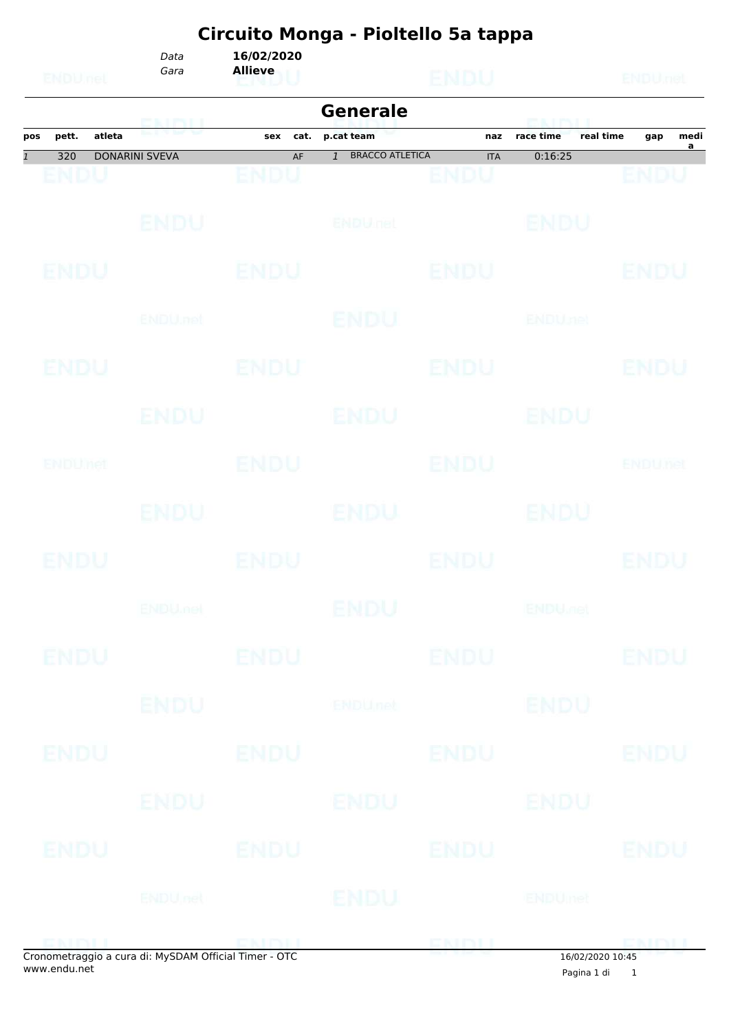# Circuito Monga - Pioltello 5a tappa

*Data* **16/02/2020**
*Gara* **Allieve**

## Generale

| pos | pett. | atleta | sex | cat. | p.cat | team | naz | race time | real time | gap | media |
|---|---|---|---|---|---|---|---|---|---|---|---|
| 1 | 320 | DONARINI SVEVA | | AF | 1 | BRACCO ATLETICA | ITA | 0:16:25 | | | |

Cronometraggio a cura di: MySDAM Official Timer - OTC
www.endu.net

16/02/2020 10:45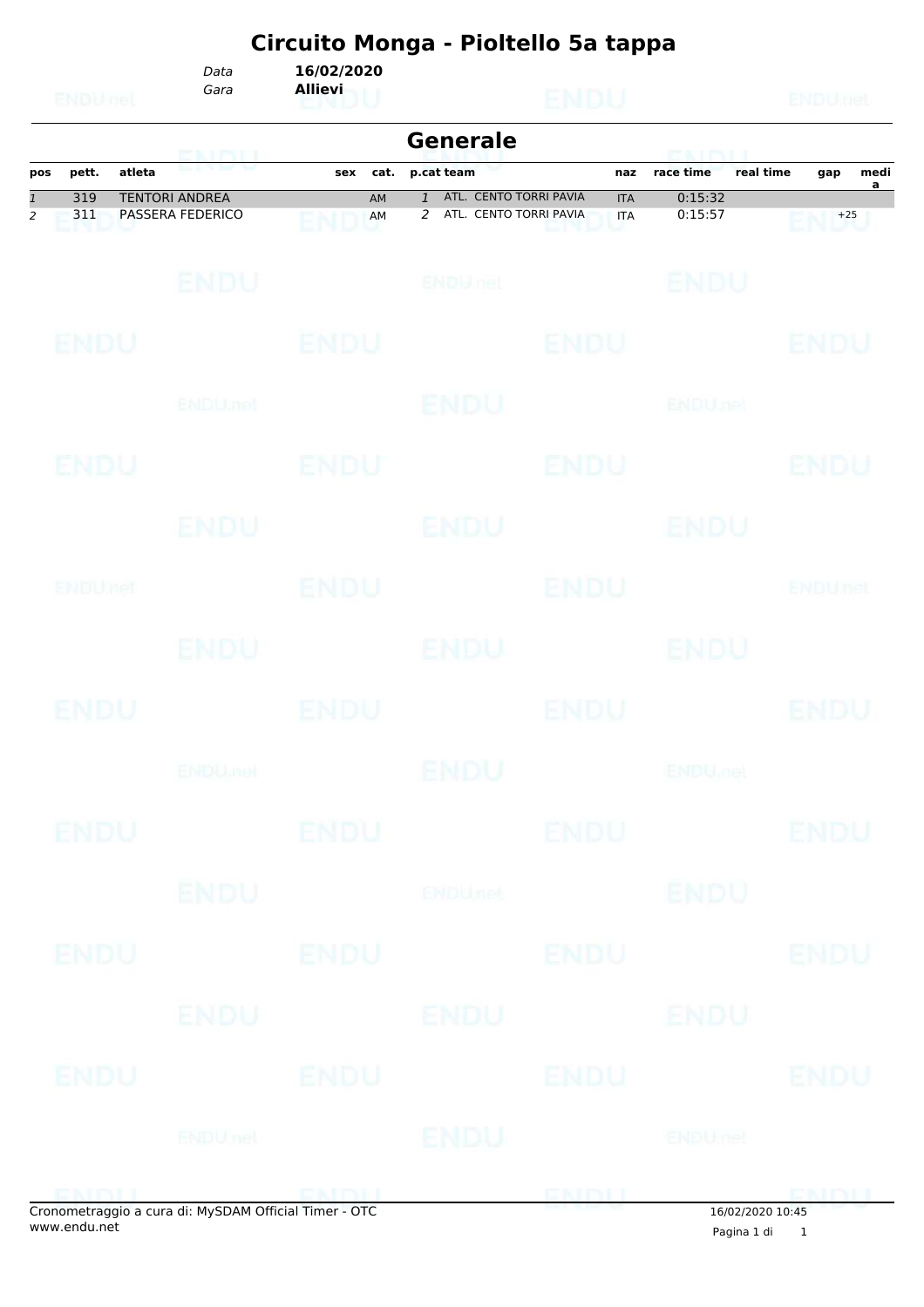# Circuito Monga - Pioltello 5a tappa

*Data* **16/02/2020**
*Gara* **Allievi**

## Generale

| pos | pett. | atleta | sex | cat. | p.cat | team | naz | race time | real time | gap | media |
|---|---|---|---|---|---|---|---|---|---|---|---|
| 1 | 319 | TENTORI ANDREA | | AM | 1 | ATL. CENTO TORRI PAVIA | ITA | 0:15:32 | | | |
| 2 | 311 | PASSERA FEDERICO | | AM | 2 | ATL. CENTO TORRI PAVIA | ITA | 0:15:57 | | +25 | |

Cronometraggio a cura di: MySDAM Official Timer - OTC
www.endu.net

16/02/2020 10:45